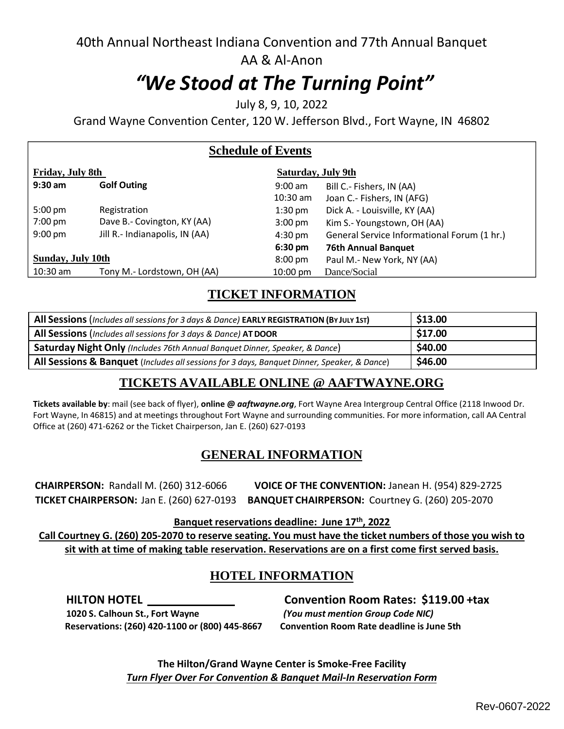40th Annual Northeast Indiana Convention and 77th Annual Banquet

AA & Al-Anon

# *"We Stood at The Turning Point"*

July 8, 9, 10, 2022

Grand Wayne Convention Center, 120 W. Jefferson Blvd., Fort Wayne, IN 46802

## Schedule of Events

**Friday, July 8th**

| | |
|---|---|
| **9:30 am** | **Golf Outing** |
| 5:00 pm | Registration |
| 7:00 pm | Dave B.- Covington, KY (AA) |
| 9:00 pm | Jill R.- Indianapolis, IN (AA) |

**Saturday, July 9th**

| | |
|---|---|
| 9:00 am | Bill C.- Fishers, IN (AA) |
| 10:30 am | Joan C.- Fishers, IN (AFG) |
| 1:30 pm | Dick A. - Louisville, KY (AA) |
| 3:00 pm | Kim S.- Youngstown, OH (AA) |
| 4:30 pm | General Service Informational Forum (1 hr.) |
| **6:30 pm** | **76th Annual Banquet** |
| 8:00 pm | Paul M.- New York, NY (AA) |
| 10:00 pm | Dance/Social |

**Sunday, July 10th**

| | |
|---|---|
| 10:30 am | Tony M.- Lordstown, OH (AA) |

## TICKET INFORMATION

| | |
|---|---|
| **All Sessions** (*Includes all sessions for 3 days & Dance*) **EARLY REGISTRATION (BY JULY 1ST)** | **$13.00** |
| **All Sessions** (*Includes all sessions for 3 days & Dance*) **AT DOOR** | **$17.00** |
| **Saturday Night Only** (*Includes 76th Annual Banquet Dinner, Speaker, & Dance*) | **$40.00** |
| **All Sessions & Banquet** (*Includes all sessions for 3 days, Banquet Dinner, Speaker, & Dance*) | **$46.00** |

## TICKETS AVAILABLE ONLINE @ AAFTWAYNE.ORG

**Tickets available by**: mail (see back of flyer), **online @ *aaftwayne.org***, Fort Wayne Area Intergroup Central Office (2118 Inwood Dr. Fort Wayne, In 46815) and at meetings throughout Fort Wayne and surrounding communities. For more information, call AA Central Office at (260) 471-6262 or the Ticket Chairperson, Jan E. (260) 627-0193

## GENERAL INFORMATION

**CHAIRPERSON:** Randall M. (260) 312-6066 **VOICE OF THE CONVENTION:** Janean H. (954) 829-2725

**TICKET CHAIRPERSON:** Jan E. (260) 627-0193 **BANQUET CHAIRPERSON:** Courtney G. (260) 205-2070

**Banquet reservations deadline: June 17th, 2022**

**Call Courtney G. (260) 205-2070 to reserve seating. You must have the ticket numbers of those you wish to sit with at time of making table reservation. Reservations are on a first come first served basis.**

## HOTEL INFORMATION

**HILTON HOTEL**

**1020 S. Calhoun St., Fort Wayne**

**Reservations: (260) 420-1100 or (800) 445-8667**

**Convention Room Rates: $119.00 +tax**

***(You must mention Group Code NIC)***

**Convention Room Rate deadline is June 5th**

**The Hilton/Grand Wayne Center is Smoke-Free Facility**

***Turn Flyer Over For Convention & Banquet Mail-In Reservation Form***

Rev-0607-2022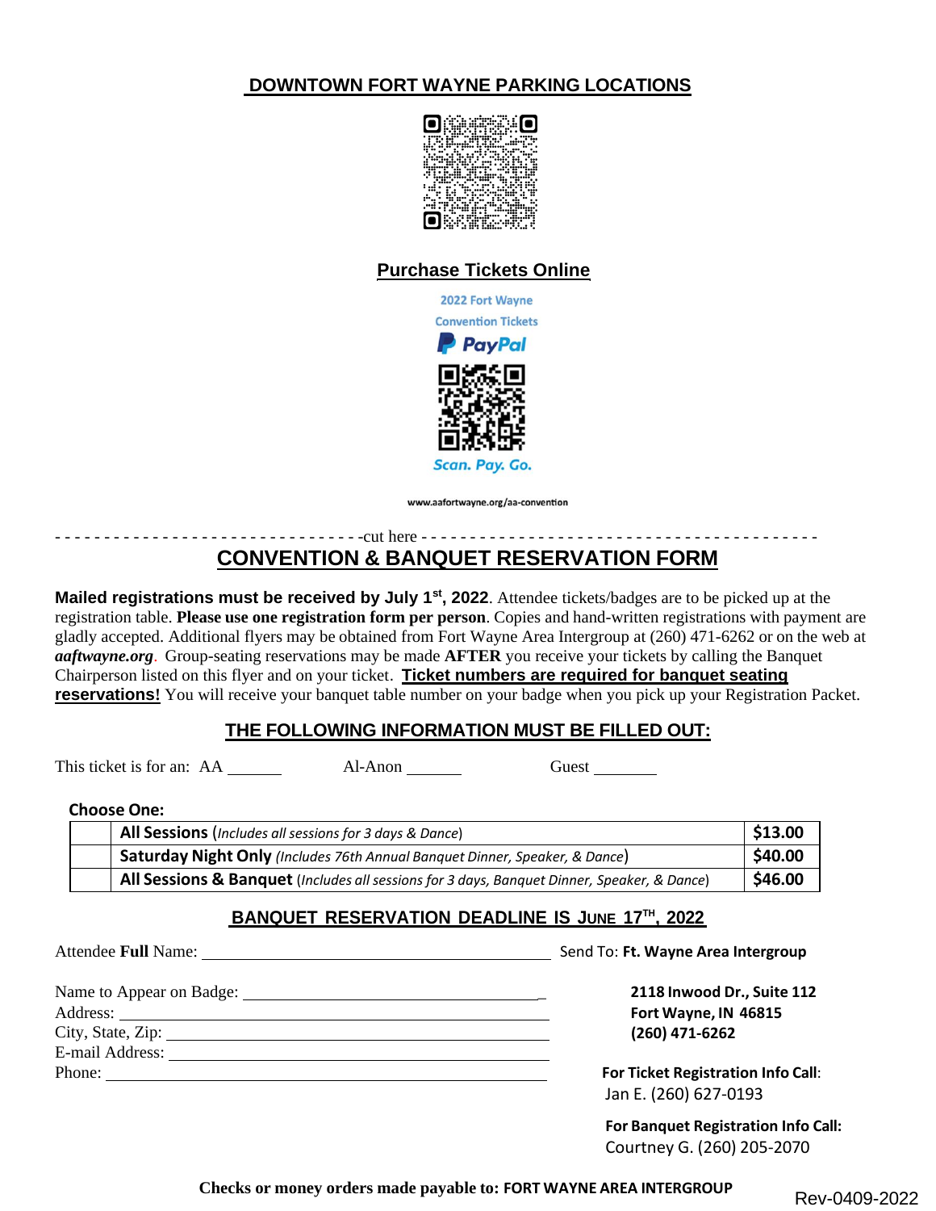## DOWNTOWN FORT WAYNE PARKING LOCATIONS

## Purchase Tickets Online

2022 Fort Wayne Convention Tickets

PayPal

Scan. Pay. Go.

www.aafortwayne.org/aa-convention

- - - - - - - - - - - - - - - - - - - - - - - - - - - - - - - -cut here - - - - - - - - - - - - - - - - - - - - - - - - - - - - - - - - - - - - - - - -

# CONVENTION & BANQUET RESERVATION FORM

**Mailed registrations must be received by July 1st, 2022**. Attendee tickets/badges are to be picked up at the registration table. **Please use one registration form per person**. Copies and hand-written registrations with payment are gladly accepted. Additional flyers may be obtained from Fort Wayne Area Intergroup at (260) 471-6262 or on the web at ***aaftwayne.org***. Group-seating reservations may be made **AFTER** you receive your tickets by calling the Banquet Chairperson listed on this flyer and on your ticket. **Ticket numbers are required for banquet seating reservations!** You will receive your banquet table number on your badge when you pick up your Registration Packet.

## THE FOLLOWING INFORMATION MUST BE FILLED OUT:

This ticket is for an: AA ______ Al-Anon ______ Guest _______

**Choose One:**

| | | |
|---|---|---|
| | **All Sessions** (*Includes all sessions for 3 days & Dance*) | **$13.00** |
| | **Saturday Night Only** (*Includes 76th Annual Banquet Dinner, Speaker, & Dance*) | **$40.00** |
| | **All Sessions & Banquet** (*Includes all sessions for 3 days, Banquet Dinner, Speaker, & Dance*) | **$46.00** |

## BANQUET RESERVATION DEADLINE IS JUNE 17TH, 2022

Attendee **Full** Name: ______________________________

Name to Appear on Badge: ______________________________

Address: ______________________________

City, State, Zip: ______________________________

E-mail Address: ______________________________

Phone: ______________________________

Send To: **Ft. Wayne Area Intergroup**

**2118 Inwood Dr., Suite 112**
**Fort Wayne, IN 46815**
**(260) 471-6262**

**For Ticket Registration Info Call**:
Jan E. (260) 627-0193

**For Banquet Registration Info Call:**
Courtney G. (260) 205-2070

**Checks or money orders made payable to: FORT WAYNE AREA INTERGROUP**

Rev-0409-2022